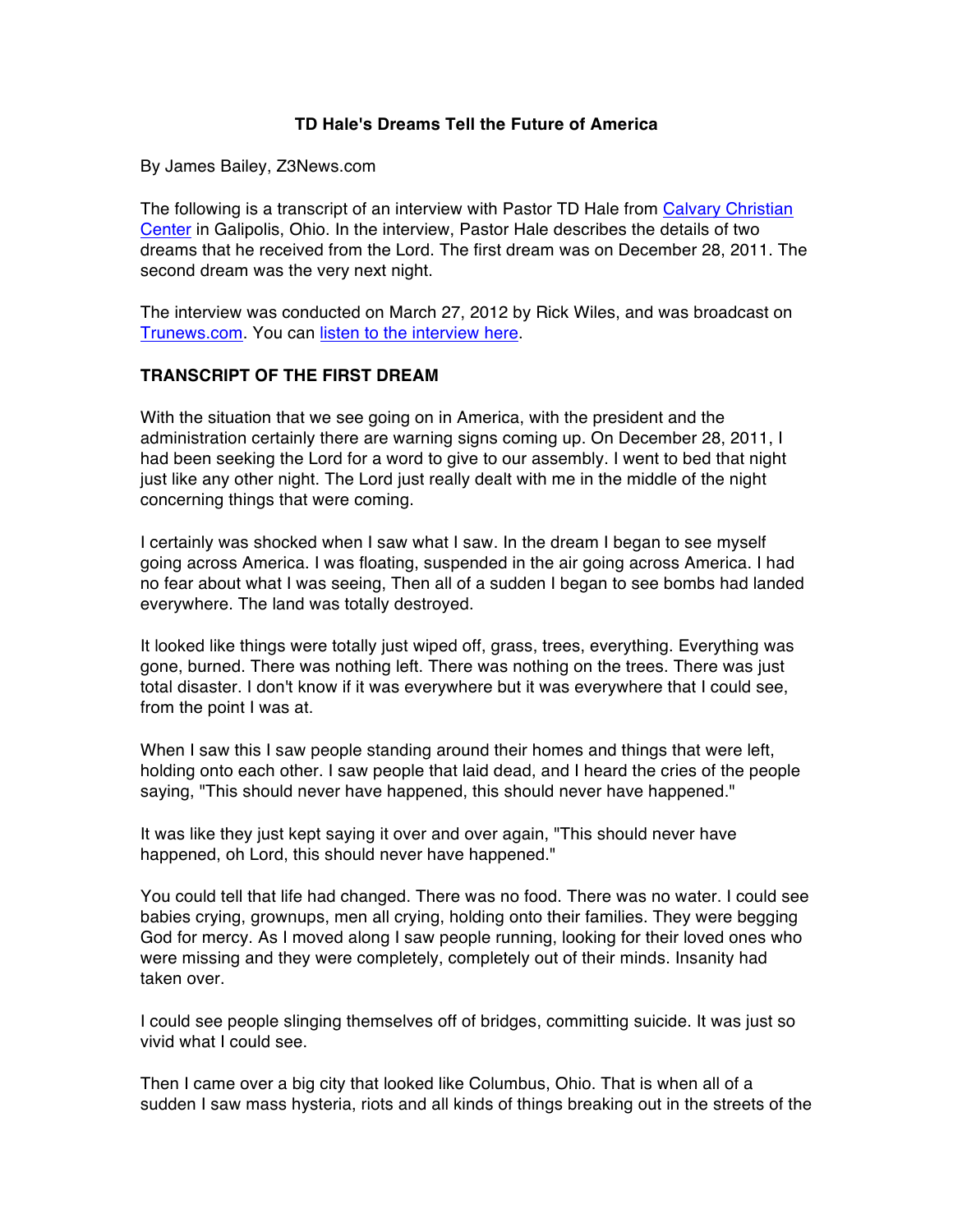# TD Hale's Dreams Tell the Future of America

By James Bailey, Z3News.com

The following is a transcript of an interview with Pastor TD Hale from Calvary Christian Center in Galipolis, Ohio. In the interview, Pastor Hale describes the details of two dreams that he received from the Lord. The first dream was on December 28, 2011. The second dream was the very next night.

The interview was conducted on March 27, 2012 by Rick Wiles, and was broadcast on Trunews.com. You can listen to the interview here.

**TRANSCRIPT OF THE FIRST DREAM**

With the situation that we see going on in America, with the president and the administration certainly there are warning signs coming up. On December 28, 2011, I had been seeking the Lord for a word to give to our assembly. I went to bed that night just like any other night. The Lord just really dealt with me in the middle of the night concerning things that were coming.

I certainly was shocked when I saw what I saw. In the dream I began to see myself going across America. I was floating, suspended in the air going across America. I had no fear about what I was seeing, Then all of a sudden I began to see bombs had landed everywhere. The land was totally destroyed.

It looked like things were totally just wiped off, grass, trees, everything. Everything was gone, burned. There was nothing left. There was nothing on the trees. There was just total disaster. I don't know if it was everywhere but it was everywhere that I could see, from the point I was at.

When I saw this I saw people standing around their homes and things that were left, holding onto each other. I saw people that laid dead, and I heard the cries of the people saying, "This should never have happened, this should never have happened."

It was like they just kept saying it over and over again, "This should never have happened, oh Lord, this should never have happened."

You could tell that life had changed. There was no food. There was no water. I could see babies crying, grownups, men all crying, holding onto their families. They were begging God for mercy. As I moved along I saw people running, looking for their loved ones who were missing and they were completely, completely out of their minds. Insanity had taken over.

I could see people slinging themselves off of bridges, committing suicide. It was just so vivid what I could see.

Then I came over a big city that looked like Columbus, Ohio. That is when all of a sudden I saw mass hysteria, riots and all kinds of things breaking out in the streets of the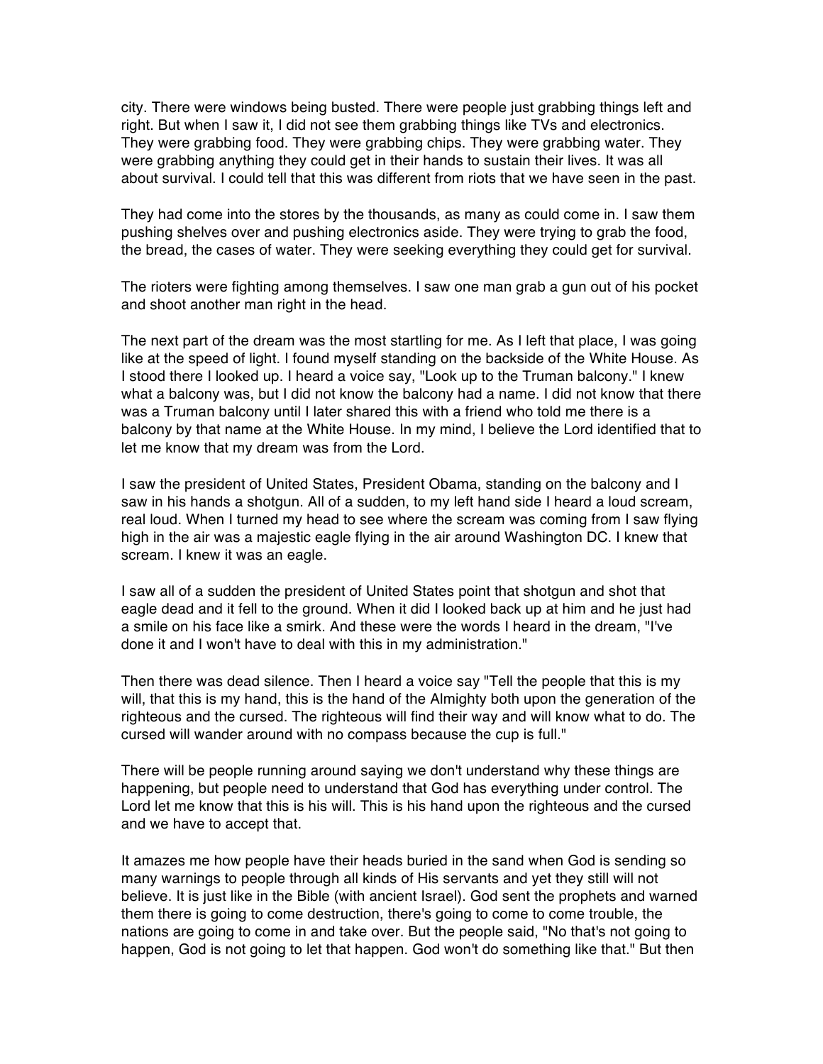city. There were windows being busted. There were people just grabbing things left and right. But when I saw it, I did not see them grabbing things like TVs and electronics. They were grabbing food. They were grabbing chips. They were grabbing water. They were grabbing anything they could get in their hands to sustain their lives. It was all about survival. I could tell that this was different from riots that we have seen in the past.

They had come into the stores by the thousands, as many as could come in. I saw them pushing shelves over and pushing electronics aside. They were trying to grab the food, the bread, the cases of water. They were seeking everything they could get for survival.

The rioters were fighting among themselves. I saw one man grab a gun out of his pocket and shoot another man right in the head.

The next part of the dream was the most startling for me. As I left that place, I was going like at the speed of light. I found myself standing on the backside of the White House. As I stood there I looked up. I heard a voice say, "Look up to the Truman balcony." I knew what a balcony was, but I did not know the balcony had a name. I did not know that there was a Truman balcony until I later shared this with a friend who told me there is a balcony by that name at the White House. In my mind, I believe the Lord identified that to let me know that my dream was from the Lord.

I saw the president of United States, President Obama, standing on the balcony and I saw in his hands a shotgun. All of a sudden, to my left hand side I heard a loud scream, real loud. When I turned my head to see where the scream was coming from I saw flying high in the air was a majestic eagle flying in the air around Washington DC. I knew that scream. I knew it was an eagle.

I saw all of a sudden the president of United States point that shotgun and shot that eagle dead and it fell to the ground. When it did I looked back up at him and he just had a smile on his face like a smirk. And these were the words I heard in the dream, "I've done it and I won't have to deal with this in my administration."

Then there was dead silence. Then I heard a voice say "Tell the people that this is my will, that this is my hand, this is the hand of the Almighty both upon the generation of the righteous and the cursed. The righteous will find their way and will know what to do. The cursed will wander around with no compass because the cup is full."

There will be people running around saying we don't understand why these things are happening, but people need to understand that God has everything under control. The Lord let me know that this is his will. This is his hand upon the righteous and the cursed and we have to accept that.

It amazes me how people have their heads buried in the sand when God is sending so many warnings to people through all kinds of His servants and yet they still will not believe. It is just like in the Bible (with ancient Israel). God sent the prophets and warned them there is going to come destruction, there's going to come to come trouble, the nations are going to come in and take over. But the people said, "No that's not going to happen, God is not going to let that happen. God won't do something like that." But then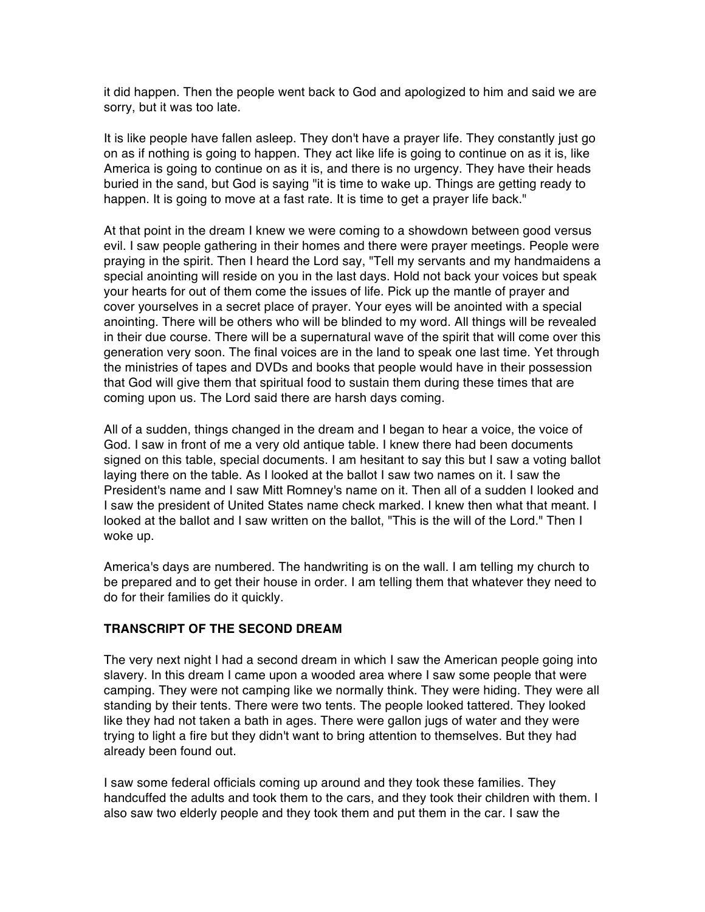it did happen. Then the people went back to God and apologized to him and said we are sorry, but it was too late.

It is like people have fallen asleep. They don't have a prayer life. They constantly just go on as if nothing is going to happen. They act like life is going to continue on as it is, like America is going to continue on as it is, and there is no urgency. They have their heads buried in the sand, but God is saying "it is time to wake up. Things are getting ready to happen. It is going to move at a fast rate. It is time to get a prayer life back."

At that point in the dream I knew we were coming to a showdown between good versus evil. I saw people gathering in their homes and there were prayer meetings. People were praying in the spirit. Then I heard the Lord say, "Tell my servants and my handmaidens a special anointing will reside on you in the last days. Hold not back your voices but speak your hearts for out of them come the issues of life. Pick up the mantle of prayer and cover yourselves in a secret place of prayer. Your eyes will be anointed with a special anointing. There will be others who will be blinded to my word. All things will be revealed in their due course. There will be a supernatural wave of the spirit that will come over this generation very soon. The final voices are in the land to speak one last time. Yet through the ministries of tapes and DVDs and books that people would have in their possession that God will give them that spiritual food to sustain them during these times that are coming upon us. The Lord said there are harsh days coming.

All of a sudden, things changed in the dream and I began to hear a voice, the voice of God. I saw in front of me a very old antique table. I knew there had been documents signed on this table, special documents. I am hesitant to say this but I saw a voting ballot laying there on the table. As I looked at the ballot I saw two names on it. I saw the President's name and I saw Mitt Romney's name on it. Then all of a sudden I looked and I saw the president of United States name check marked. I knew then what that meant. I looked at the ballot and I saw written on the ballot, "This is the will of the Lord." Then I woke up.

America's days are numbered. The handwriting is on the wall. I am telling my church to be prepared and to get their house in order. I am telling them that whatever they need to do for their families do it quickly.

**TRANSCRIPT OF THE SECOND DREAM**

The very next night I had a second dream in which I saw the American people going into slavery. In this dream I came upon a wooded area where I saw some people that were camping. They were not camping like we normally think. They were hiding. They were all standing by their tents. There were two tents. The people looked tattered. They looked like they had not taken a bath in ages. There were gallon jugs of water and they were trying to light a fire but they didn't want to bring attention to themselves. But they had already been found out.

I saw some federal officials coming up around and they took these families. They handcuffed the adults and took them to the cars, and they took their children with them. I also saw two elderly people and they took them and put them in the car. I saw the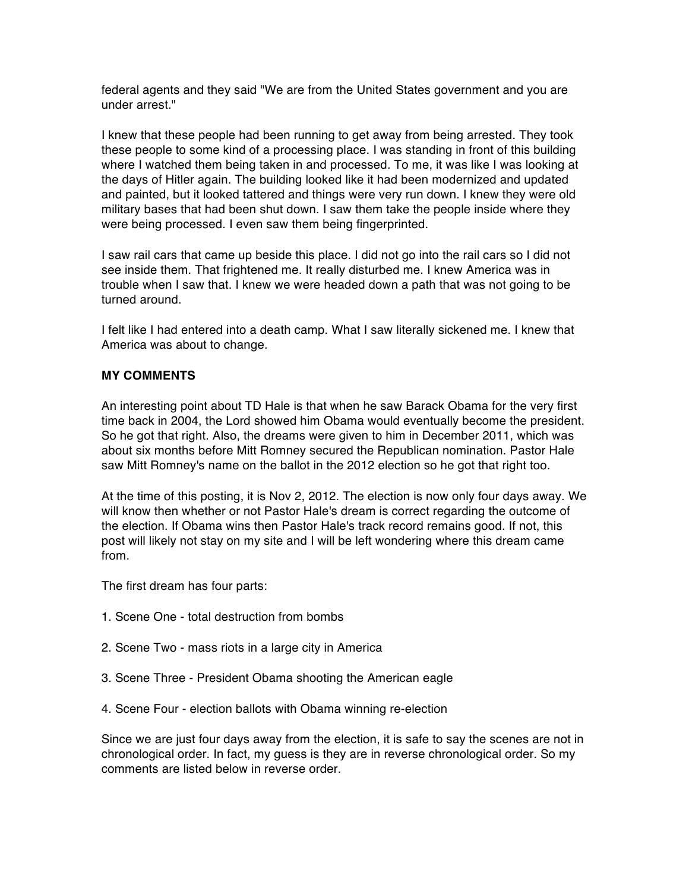federal agents and they said "We are from the United States government and you are under arrest."

I knew that these people had been running to get away from being arrested. They took these people to some kind of a processing place. I was standing in front of this building where I watched them being taken in and processed. To me, it was like I was looking at the days of Hitler again. The building looked like it had been modernized and updated and painted, but it looked tattered and things were very run down. I knew they were old military bases that had been shut down. I saw them take the people inside where they were being processed. I even saw them being fingerprinted.

I saw rail cars that came up beside this place. I did not go into the rail cars so I did not see inside them. That frightened me. It really disturbed me. I knew America was in trouble when I saw that. I knew we were headed down a path that was not going to be turned around.

I felt like I had entered into a death camp. What I saw literally sickened me. I knew that America was about to change.

**MY COMMENTS**

An interesting point about TD Hale is that when he saw Barack Obama for the very first time back in 2004, the Lord showed him Obama would eventually become the president. So he got that right. Also, the dreams were given to him in December 2011, which was about six months before Mitt Romney secured the Republican nomination. Pastor Hale saw Mitt Romney's name on the ballot in the 2012 election so he got that right too.

At the time of this posting, it is Nov 2, 2012. The election is now only four days away. We will know then whether or not Pastor Hale's dream is correct regarding the outcome of the election. If Obama wins then Pastor Hale's track record remains good. If not, this post will likely not stay on my site and I will be left wondering where this dream came from.

The first dream has four parts:

1. Scene One - total destruction from bombs

2. Scene Two - mass riots in a large city in America

3. Scene Three - President Obama shooting the American eagle

4. Scene Four - election ballots with Obama winning re-election

Since we are just four days away from the election, it is safe to say the scenes are not in chronological order. In fact, my guess is they are in reverse chronological order. So my comments are listed below in reverse order.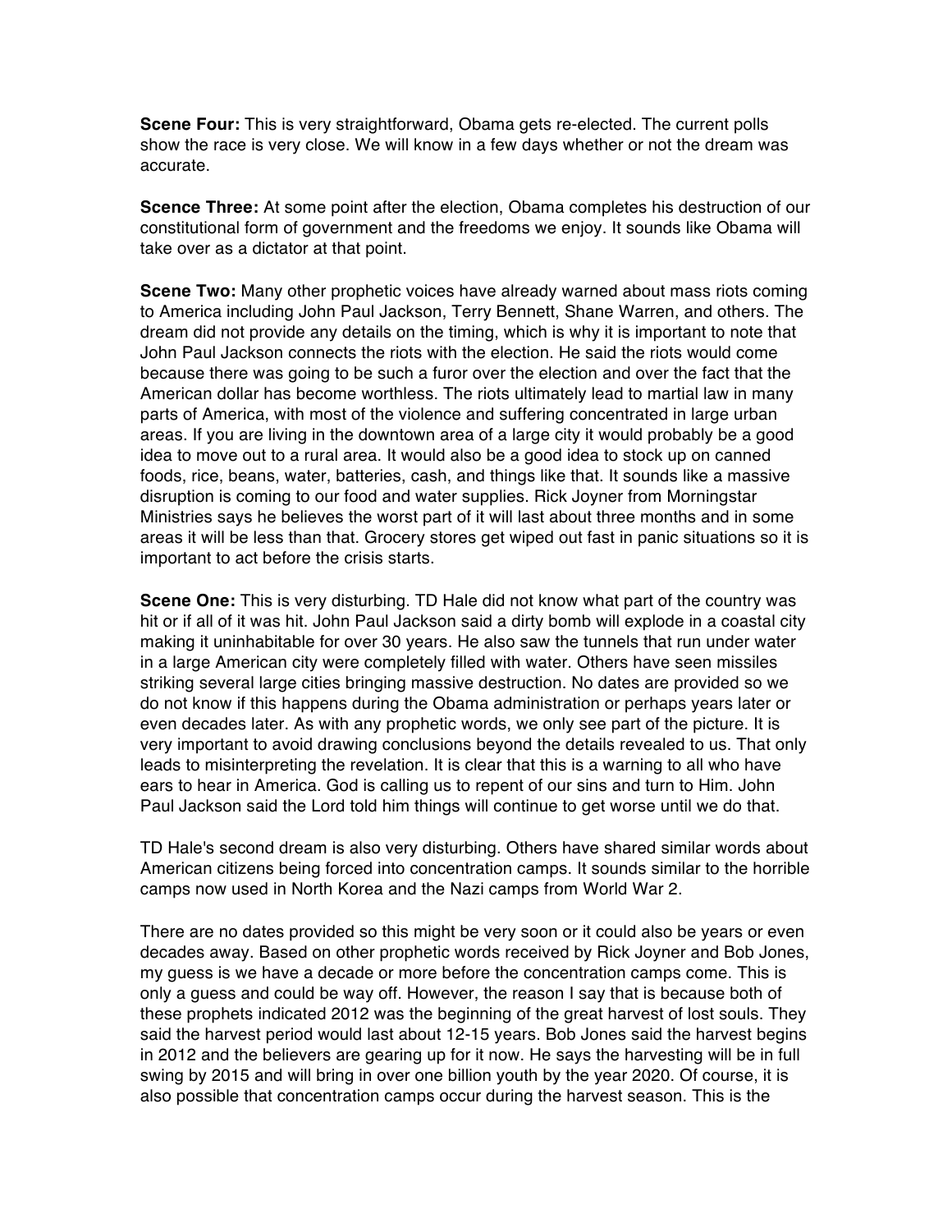**Scene Four:** This is very straightforward, Obama gets re-elected. The current polls show the race is very close. We will know in a few days whether or not the dream was accurate.

**Scence Three:** At some point after the election, Obama completes his destruction of our constitutional form of government and the freedoms we enjoy. It sounds like Obama will take over as a dictator at that point.

**Scene Two:** Many other prophetic voices have already warned about mass riots coming to America including John Paul Jackson, Terry Bennett, Shane Warren, and others. The dream did not provide any details on the timing, which is why it is important to note that John Paul Jackson connects the riots with the election. He said the riots would come because there was going to be such a furor over the election and over the fact that the American dollar has become worthless. The riots ultimately lead to martial law in many parts of America, with most of the violence and suffering concentrated in large urban areas. If you are living in the downtown area of a large city it would probably be a good idea to move out to a rural area. It would also be a good idea to stock up on canned foods, rice, beans, water, batteries, cash, and things like that. It sounds like a massive disruption is coming to our food and water supplies. Rick Joyner from Morningstar Ministries says he believes the worst part of it will last about three months and in some areas it will be less than that. Grocery stores get wiped out fast in panic situations so it is important to act before the crisis starts.

**Scene One:** This is very disturbing. TD Hale did not know what part of the country was hit or if all of it was hit. John Paul Jackson said a dirty bomb will explode in a coastal city making it uninhabitable for over 30 years. He also saw the tunnels that run under water in a large American city were completely filled with water. Others have seen missiles striking several large cities bringing massive destruction. No dates are provided so we do not know if this happens during the Obama administration or perhaps years later or even decades later. As with any prophetic words, we only see part of the picture. It is very important to avoid drawing conclusions beyond the details revealed to us. That only leads to misinterpreting the revelation. It is clear that this is a warning to all who have ears to hear in America. God is calling us to repent of our sins and turn to Him. John Paul Jackson said the Lord told him things will continue to get worse until we do that.

TD Hale's second dream is also very disturbing. Others have shared similar words about American citizens being forced into concentration camps. It sounds similar to the horrible camps now used in North Korea and the Nazi camps from World War 2.

There are no dates provided so this might be very soon or it could also be years or even decades away. Based on other prophetic words received by Rick Joyner and Bob Jones, my guess is we have a decade or more before the concentration camps come. This is only a guess and could be way off. However, the reason I say that is because both of these prophets indicated 2012 was the beginning of the great harvest of lost souls. They said the harvest period would last about 12-15 years. Bob Jones said the harvest begins in 2012 and the believers are gearing up for it now. He says the harvesting will be in full swing by 2015 and will bring in over one billion youth by the year 2020. Of course, it is also possible that concentration camps occur during the harvest season. This is the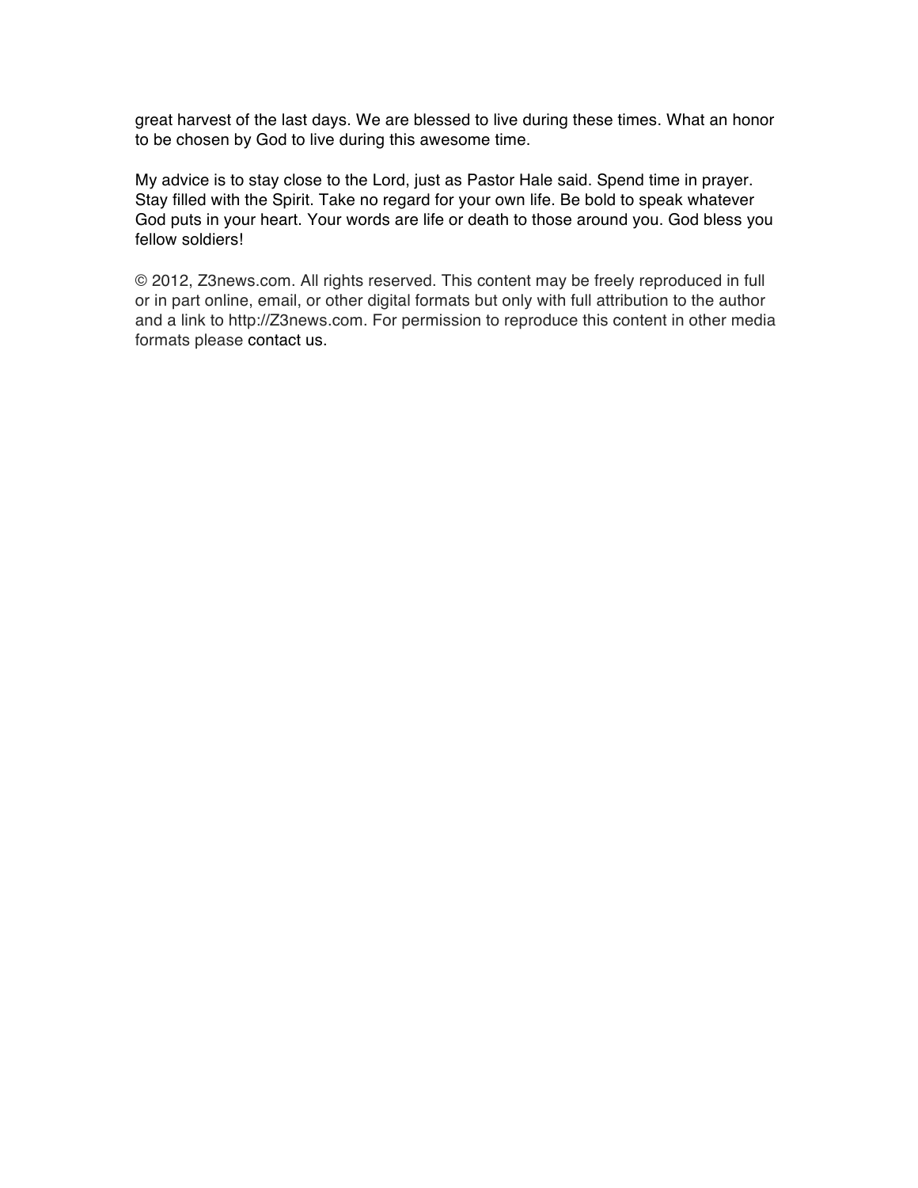great harvest of the last days. We are blessed to live during these times. What an honor to be chosen by God to live during this awesome time.

My advice is to stay close to the Lord, just as Pastor Hale said. Spend time in prayer. Stay filled with the Spirit. Take no regard for your own life. Be bold to speak whatever God puts in your heart. Your words are life or death to those around you. God bless you fellow soldiers!

© 2012, Z3news.com. All rights reserved. This content may be freely reproduced in full or in part online, email, or other digital formats but only with full attribution to the author and a link to http://Z3news.com. For permission to reproduce this content in other media formats please contact us.